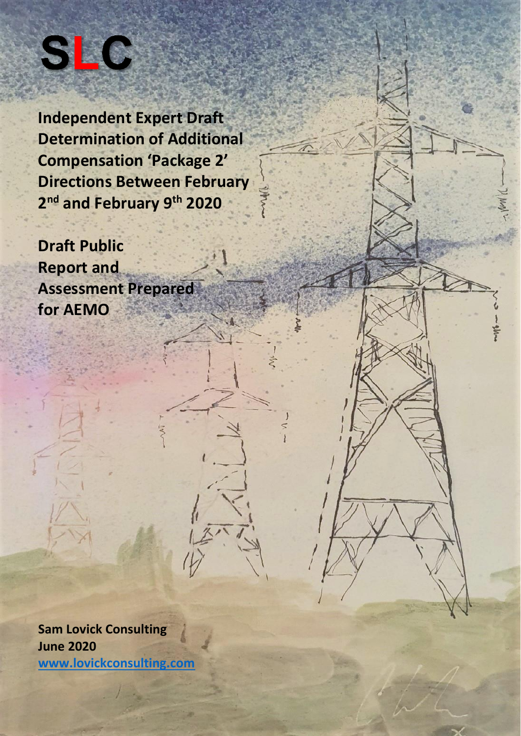# SLC

**Independent Expert Draft Determination of Additional Compensation 'Package 2' Directions Between February 2nd and February 9th 2020**

**Draft Public Report and Assessment Prepared for AEMO**

**Sam Lovick Consulting**
**June 2020**
**www.lovickconsulting.com**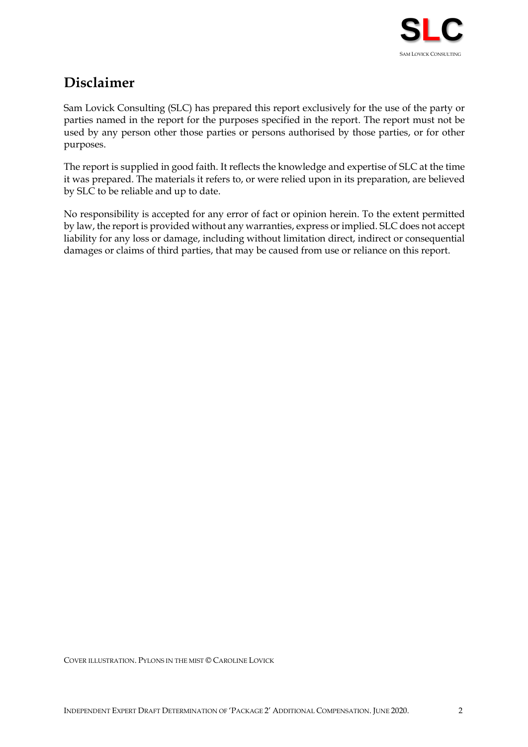## Disclaimer

Sam Lovick Consulting (SLC) has prepared this report exclusively for the use of the party or parties named in the report for the purposes specified in the report. The report must not be used by any person other those parties or persons authorised by those parties, or for other purposes.

The report is supplied in good faith. It reflects the knowledge and expertise of SLC at the time it was prepared. The materials it refers to, or were relied upon in its preparation, are believed by SLC to be reliable and up to date.

No responsibility is accepted for any error of fact or opinion herein. To the extent permitted by law, the report is provided without any warranties, express or implied. SLC does not accept liability for any loss or damage, including without limitation direct, indirect or consequential damages or claims of third parties, that may be caused from use or reliance on this report.

COVER ILLUSTRATION. PYLONS IN THE MIST © CAROLINE LOVICK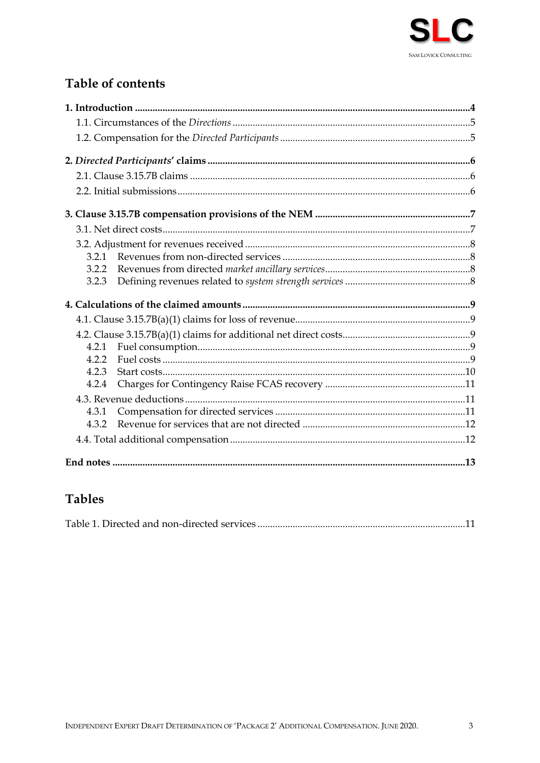## Table of contents

**1. Introduction** .......... **4**

1.1. Circumstances of the *Directions* .......... 5

1.2. Compensation for the *Directed Participants* .......... 5

**2. *Directed Participants'* claims** .......... **6**

2.1. Clause 3.15.7B claims .......... 6

2.2. Initial submissions .......... 6

**3. Clause 3.15.7B compensation provisions of the NEM** .......... **7**

3.1. Net direct costs .......... 7

3.2. Adjustment for revenues received .......... 8

3.2.1 Revenues from non-directed services .......... 8

3.2.2 Revenues from directed *market ancillary services* .......... 8

3.2.3 Defining revenues related to *system strength services* .......... 8

**4. Calculations of the claimed amounts** .......... **9**

4.1. Clause 3.15.7B(a)(1) claims for loss of revenue .......... 9

4.2. Clause 3.15.7B(a)(1) claims for additional net direct costs .......... 9

4.2.1 Fuel consumption .......... 9

4.2.2 Fuel costs .......... 9

4.2.3 Start costs .......... 10

4.2.4 Charges for Contingency Raise FCAS recovery .......... 11

4.3. Revenue deductions .......... 11

4.3.1 Compensation for directed services .......... 11

4.3.2 Revenue for services that are not directed .......... 12

4.4. Total additional compensation .......... 12

**End notes** .......... **13**

## Tables

Table 1. Directed and non-directed services .......... 11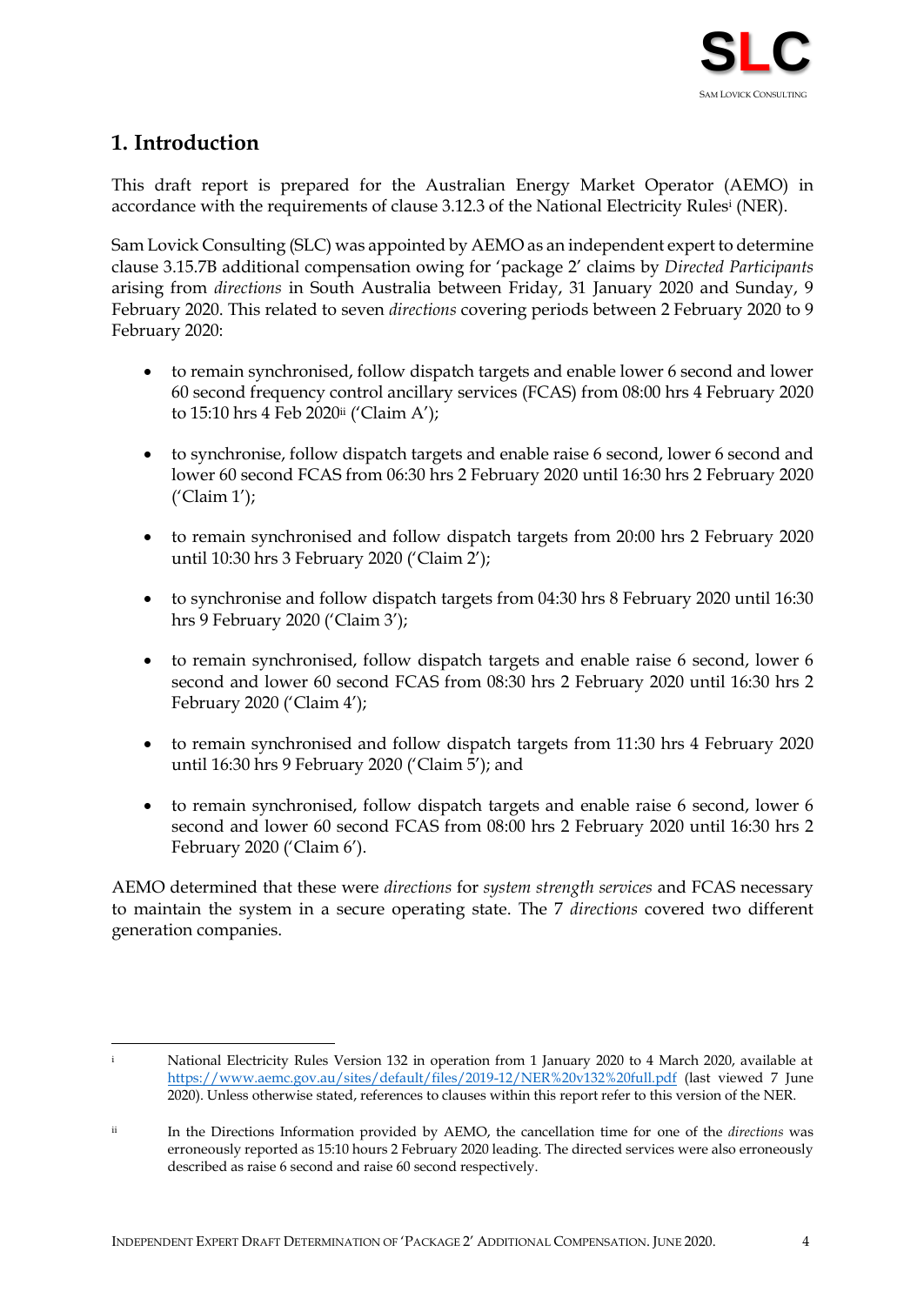# 1. Introduction

This draft report is prepared for the Australian Energy Market Operator (AEMO) in accordance with the requirements of clause 3.12.3 of the National Electricity Rules[i] (NER).

Sam Lovick Consulting (SLC) was appointed by AEMO as an independent expert to determine clause 3.15.7B additional compensation owing for 'package 2' claims by *Directed Participants* arising from *directions* in South Australia between Friday, 31 January 2020 and Sunday, 9 February 2020. This related to seven *directions* covering periods between 2 February 2020 to 9 February 2020:

- to remain synchronised, follow dispatch targets and enable lower 6 second and lower 60 second frequency control ancillary services (FCAS) from 08:00 hrs 4 February 2020 to 15:10 hrs 4 Feb 2020[ii] ('Claim A');
- to synchronise, follow dispatch targets and enable raise 6 second, lower 6 second and lower 60 second FCAS from 06:30 hrs 2 February 2020 until 16:30 hrs 2 February 2020 ('Claim 1');
- to remain synchronised and follow dispatch targets from 20:00 hrs 2 February 2020 until 10:30 hrs 3 February 2020 ('Claim 2');
- to synchronise and follow dispatch targets from 04:30 hrs 8 February 2020 until 16:30 hrs 9 February 2020 ('Claim 3');
- to remain synchronised, follow dispatch targets and enable raise 6 second, lower 6 second and lower 60 second FCAS from 08:30 hrs 2 February 2020 until 16:30 hrs 2 February 2020 ('Claim 4');
- to remain synchronised and follow dispatch targets from 11:30 hrs 4 February 2020 until 16:30 hrs 9 February 2020 ('Claim 5'); and
- to remain synchronised, follow dispatch targets and enable raise 6 second, lower 6 second and lower 60 second FCAS from 08:00 hrs 2 February 2020 until 16:30 hrs 2 February 2020 ('Claim 6').

AEMO determined that these were *directions* for *system strength services* and FCAS necessary to maintain the system in a secure operating state. The 7 *directions* covered two different generation companies.

---

[i] National Electricity Rules Version 132 in operation from 1 January 2020 to 4 March 2020, available at https://www.aemc.gov.au/sites/default/files/2019-12/NER%20v132%20full.pdf (last viewed 7 June 2020). Unless otherwise stated, references to clauses within this report refer to this version of the NER.

[ii] In the Directions Information provided by AEMO, the cancellation time for one of the *directions* was erroneously reported as 15:10 hours 2 February 2020 leading. The directed services were also erroneously described as raise 6 second and raise 60 second respectively.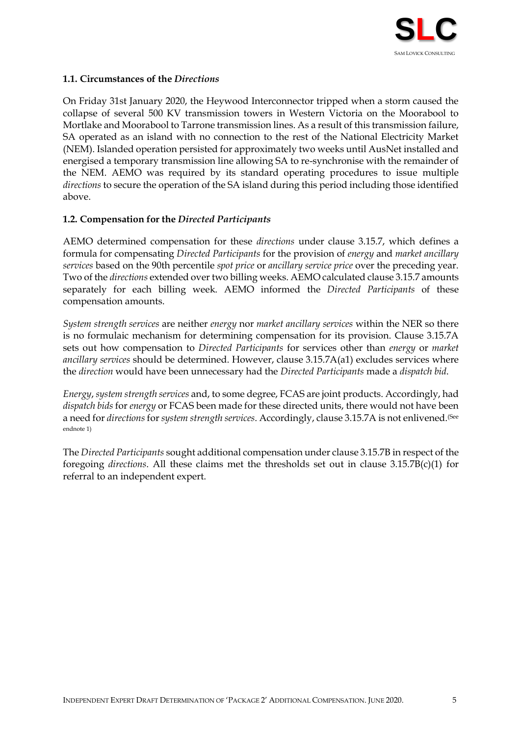### 1.1. Circumstances of the *Directions*

On Friday 31st January 2020, the Heywood Interconnector tripped when a storm caused the collapse of several 500 KV transmission towers in Western Victoria on the Moorabool to Mortlake and Moorabool to Tarrone transmission lines. As a result of this transmission failure, SA operated as an island with no connection to the rest of the National Electricity Market (NEM). Islanded operation persisted for approximately two weeks until AusNet installed and energised a temporary transmission line allowing SA to re-synchronise with the remainder of the NEM. AEMO was required by its standard operating procedures to issue multiple *directions* to secure the operation of the SA island during this period including those identified above.

### 1.2. Compensation for the *Directed Participants*

AEMO determined compensation for these *directions* under clause 3.15.7, which defines a formula for compensating *Directed Participants* for the provision of *energy* and *market ancillary services* based on the 90th percentile *spot price* or *ancillary service price* over the preceding year. Two of the *directions* extended over two billing weeks. AEMO calculated clause 3.15.7 amounts separately for each billing week. AEMO informed the *Directed Participants* of these compensation amounts.

*System strength services* are neither *energy* nor *market ancillary services* within the NER so there is no formulaic mechanism for determining compensation for its provision. Clause 3.15.7A sets out how compensation to *Directed Participants* for services other than *energy* or *market ancillary services* should be determined. However, clause 3.15.7A(a1) excludes services where the *direction* would have been unnecessary had the *Directed Participants* made a *dispatch bid*.

*Energy*, *system strength services* and, to some degree, FCAS are joint products. Accordingly, had *dispatch bids* for *energy* or FCAS been made for these directed units, there would not have been a need for *directions* for *system strength services*. Accordingly, clause 3.15.7A is not enlivened.(See endnote 1)

The *Directed Participants* sought additional compensation under clause 3.15.7B in respect of the foregoing *directions*. All these claims met the thresholds set out in clause 3.15.7B(c)(1) for referral to an independent expert.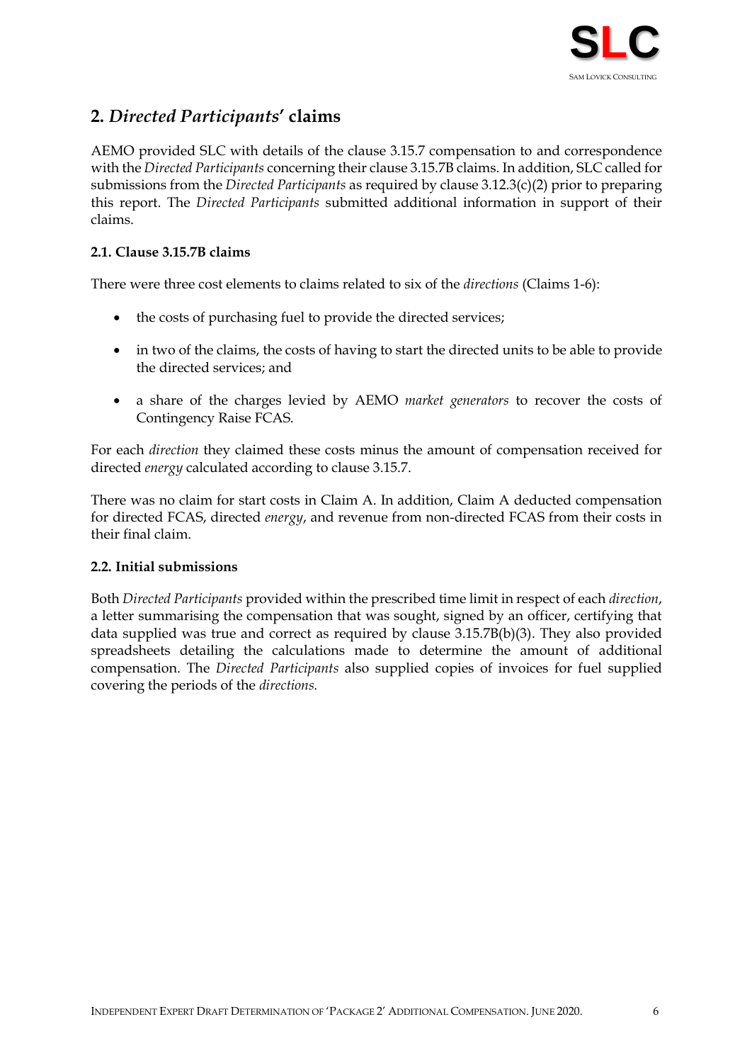## 2. *Directed Participants*' claims

AEMO provided SLC with details of the clause 3.15.7 compensation to and correspondence with the *Directed Participants* concerning their clause 3.15.7B claims. In addition, SLC called for submissions from the *Directed Participants* as required by clause 3.12.3(c)(2) prior to preparing this report. The *Directed Participants* submitted additional information in support of their claims.

### 2.1. Clause 3.15.7B claims

There were three cost elements to claims related to six of the *directions* (Claims 1-6):

- the costs of purchasing fuel to provide the directed services;
- in two of the claims, the costs of having to start the directed units to be able to provide the directed services; and
- a share of the charges levied by AEMO *market generators* to recover the costs of Contingency Raise FCAS.

For each *direction* they claimed these costs minus the amount of compensation received for directed *energy* calculated according to clause 3.15.7.

There was no claim for start costs in Claim A. In addition, Claim A deducted compensation for directed FCAS, directed *energy*, and revenue from non-directed FCAS from their costs in their final claim.

### 2.2. Initial submissions

Both *Directed Participants* provided within the prescribed time limit in respect of each *direction*, a letter summarising the compensation that was sought, signed by an officer, certifying that data supplied was true and correct as required by clause 3.15.7B(b)(3). They also provided spreadsheets detailing the calculations made to determine the amount of additional compensation. The *Directed Participants* also supplied copies of invoices for fuel supplied covering the periods of the *directions.*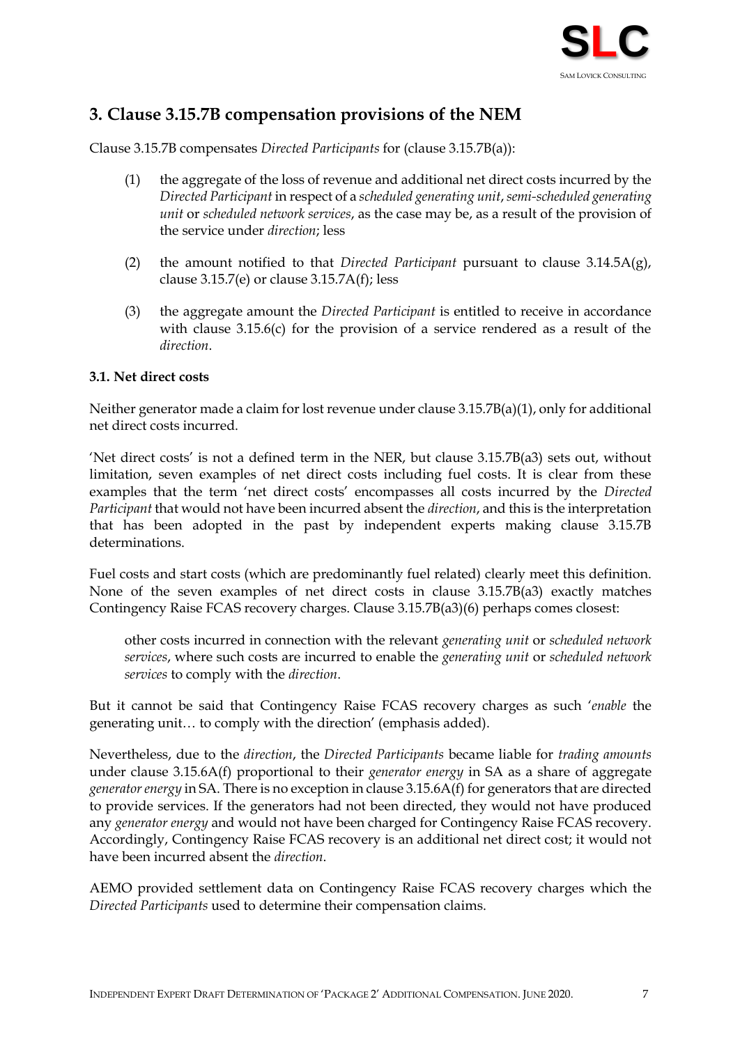## 3. Clause 3.15.7B compensation provisions of the NEM

Clause 3.15.7B compensates *Directed Participants* for (clause 3.15.7B(a)):

(1) the aggregate of the loss of revenue and additional net direct costs incurred by the *Directed Participant* in respect of a *scheduled generating unit*, *semi-scheduled generating unit* or *scheduled network services*, as the case may be, as a result of the provision of the service under *direction*; less

(2) the amount notified to that *Directed Participant* pursuant to clause 3.14.5A(g), clause 3.15.7(e) or clause 3.15.7A(f); less

(3) the aggregate amount the *Directed Participant* is entitled to receive in accordance with clause 3.15.6(c) for the provision of a service rendered as a result of the *direction*.

### 3.1. Net direct costs

Neither generator made a claim for lost revenue under clause 3.15.7B(a)(1), only for additional net direct costs incurred.

'Net direct costs' is not a defined term in the NER, but clause 3.15.7B(a3) sets out, without limitation, seven examples of net direct costs including fuel costs. It is clear from these examples that the term 'net direct costs' encompasses all costs incurred by the *Directed Participant* that would not have been incurred absent the *direction*, and this is the interpretation that has been adopted in the past by independent experts making clause 3.15.7B determinations.

Fuel costs and start costs (which are predominantly fuel related) clearly meet this definition. None of the seven examples of net direct costs in clause 3.15.7B(a3) exactly matches Contingency Raise FCAS recovery charges. Clause 3.15.7B(a3)(6) perhaps comes closest:

> other costs incurred in connection with the relevant *generating unit* or *scheduled network services*, where such costs are incurred to enable the *generating unit* or *scheduled network services* to comply with the *direction*.

But it cannot be said that Contingency Raise FCAS recovery charges as such '*enable* the generating unit… to comply with the direction' (emphasis added).

Nevertheless, due to the *direction*, the *Directed Participants* became liable for *trading amounts* under clause 3.15.6A(f) proportional to their *generator energy* in SA as a share of aggregate *generator energy* in SA. There is no exception in clause 3.15.6A(f) for generators that are directed to provide services. If the generators had not been directed, they would not have produced any *generator energy* and would not have been charged for Contingency Raise FCAS recovery. Accordingly, Contingency Raise FCAS recovery is an additional net direct cost; it would not have been incurred absent the *direction*.

AEMO provided settlement data on Contingency Raise FCAS recovery charges which the *Directed Participants* used to determine their compensation claims.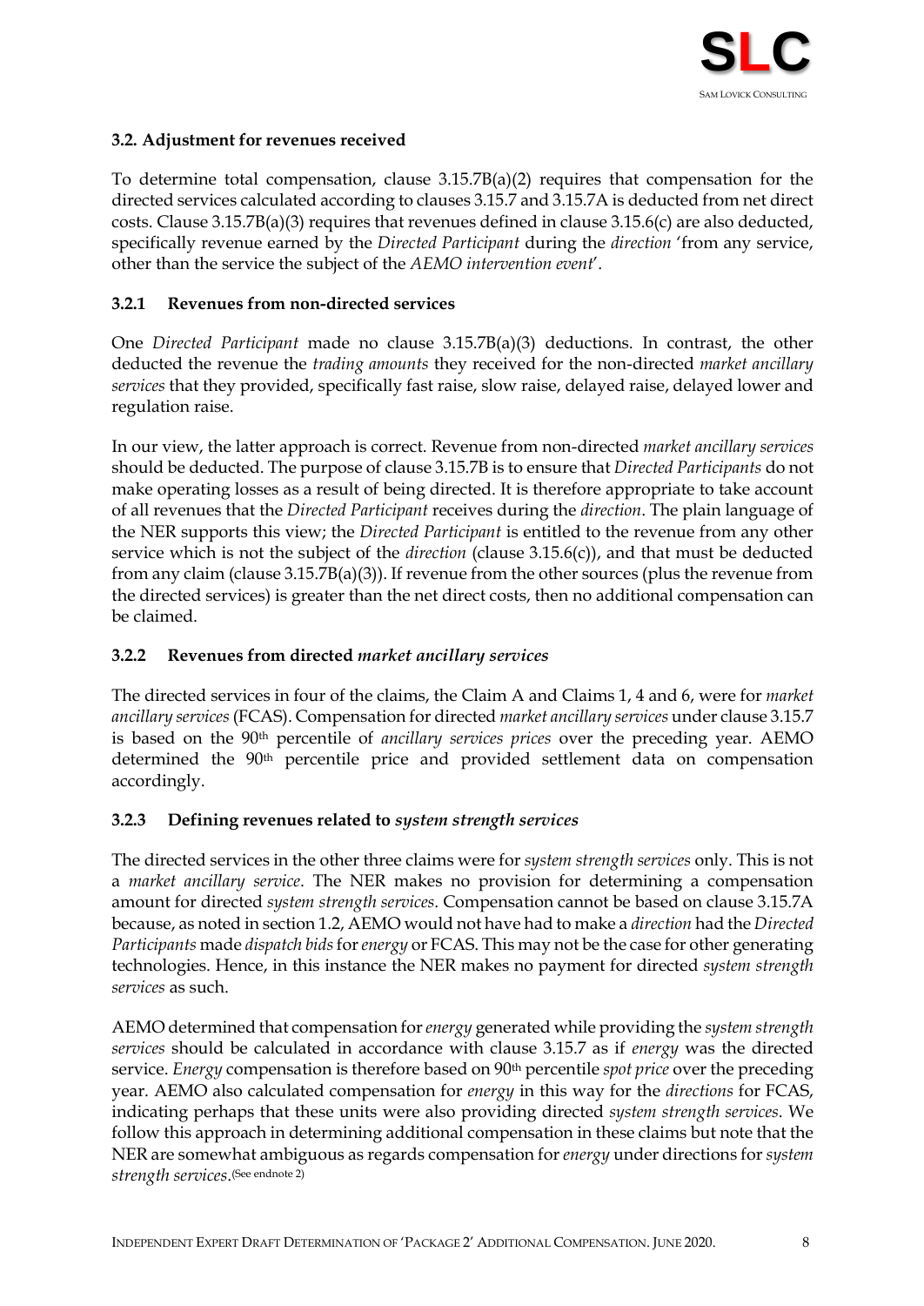### 3.2. Adjustment for revenues received

To determine total compensation, clause 3.15.7B(a)(2) requires that compensation for the directed services calculated according to clauses 3.15.7 and 3.15.7A is deducted from net direct costs. Clause 3.15.7B(a)(3) requires that revenues defined in clause 3.15.6(c) are also deducted, specifically revenue earned by the *Directed Participant* during the *direction* 'from any service, other than the service the subject of the *AEMO intervention event*'.

#### 3.2.1 Revenues from non-directed services

One *Directed Participant* made no clause 3.15.7B(a)(3) deductions. In contrast, the other deducted the revenue the *trading amounts* they received for the non-directed *market ancillary services* that they provided, specifically fast raise, slow raise, delayed raise, delayed lower and regulation raise.

In our view, the latter approach is correct. Revenue from non-directed *market ancillary services* should be deducted. The purpose of clause 3.15.7B is to ensure that *Directed Participants* do not make operating losses as a result of being directed. It is therefore appropriate to take account of all revenues that the *Directed Participant* receives during the *direction*. The plain language of the NER supports this view; the *Directed Participant* is entitled to the revenue from any other service which is not the subject of the *direction* (clause 3.15.6(c)), and that must be deducted from any claim (clause 3.15.7B(a)(3)). If revenue from the other sources (plus the revenue from the directed services) is greater than the net direct costs, then no additional compensation can be claimed.

#### 3.2.2 Revenues from directed *market ancillary services*

The directed services in four of the claims, the Claim A and Claims 1, 4 and 6, were for *market ancillary services* (FCAS). Compensation for directed *market ancillary services* under clause 3.15.7 is based on the 90th percentile of *ancillary services prices* over the preceding year. AEMO determined the 90th percentile price and provided settlement data on compensation accordingly.

#### 3.2.3 Defining revenues related to *system strength services*

The directed services in the other three claims were for *system strength services* only. This is not a *market ancillary service*. The NER makes no provision for determining a compensation amount for directed *system strength services*. Compensation cannot be based on clause 3.15.7A because, as noted in section 1.2, AEMO would not have had to make a *direction* had the *Directed Participants* made *dispatch bids* for *energy* or FCAS. This may not be the case for other generating technologies. Hence, in this instance the NER makes no payment for directed *system strength services* as such.

AEMO determined that compensation for *energy* generated while providing the *system strength services* should be calculated in accordance with clause 3.15.7 as if *energy* was the directed service. *Energy* compensation is therefore based on 90th percentile *spot price* over the preceding year. AEMO also calculated compensation for *energy* in this way for the *directions* for FCAS, indicating perhaps that these units were also providing directed *system strength services*. We follow this approach in determining additional compensation in these claims but note that the NER are somewhat ambiguous as regards compensation for *energy* under directions for *system strength services*.(See endnote 2)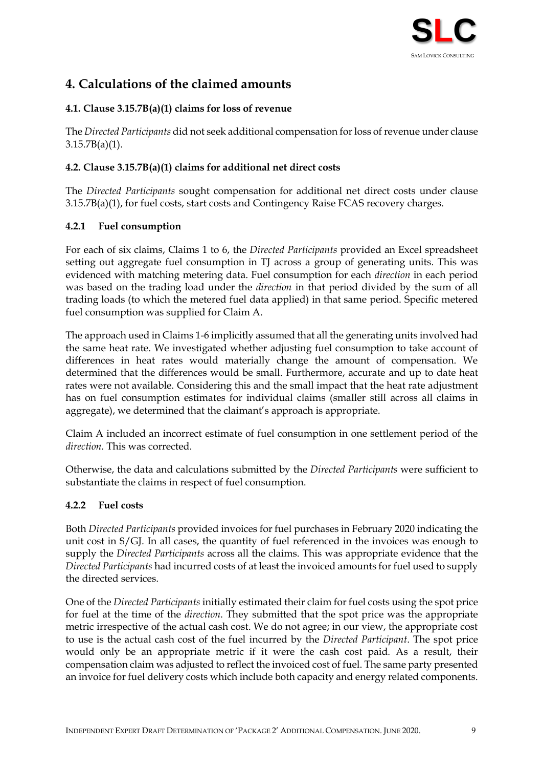# 4. Calculations of the claimed amounts

### 4.1. Clause 3.15.7B(a)(1) claims for loss of revenue

The *Directed Participants* did not seek additional compensation for loss of revenue under clause 3.15.7B(a)(1).

### 4.2. Clause 3.15.7B(a)(1) claims for additional net direct costs

The *Directed Participants* sought compensation for additional net direct costs under clause 3.15.7B(a)(1), for fuel costs, start costs and Contingency Raise FCAS recovery charges.

#### 4.2.1 Fuel consumption

For each of six claims, Claims 1 to 6, the *Directed Participants* provided an Excel spreadsheet setting out aggregate fuel consumption in TJ across a group of generating units. This was evidenced with matching metering data. Fuel consumption for each *direction* in each period was based on the trading load under the *direction* in that period divided by the sum of all trading loads (to which the metered fuel data applied) in that same period. Specific metered fuel consumption was supplied for Claim A.

The approach used in Claims 1-6 implicitly assumed that all the generating units involved had the same heat rate. We investigated whether adjusting fuel consumption to take account of differences in heat rates would materially change the amount of compensation. We determined that the differences would be small. Furthermore, accurate and up to date heat rates were not available. Considering this and the small impact that the heat rate adjustment has on fuel consumption estimates for individual claims (smaller still across all claims in aggregate), we determined that the claimant's approach is appropriate.

Claim A included an incorrect estimate of fuel consumption in one settlement period of the *direction*. This was corrected.

Otherwise, the data and calculations submitted by the *Directed Participants* were sufficient to substantiate the claims in respect of fuel consumption.

#### 4.2.2 Fuel costs

Both *Directed Participants* provided invoices for fuel purchases in February 2020 indicating the unit cost in $/GJ. In all cases, the quantity of fuel referenced in the invoices was enough to supply the *Directed Participants* across all the claims. This was appropriate evidence that the *Directed Participants* had incurred costs of at least the invoiced amounts for fuel used to supply the directed services.

One of the *Directed Participants* initially estimated their claim for fuel costs using the spot price for fuel at the time of the *direction*. They submitted that the spot price was the appropriate metric irrespective of the actual cash cost. We do not agree; in our view, the appropriate cost to use is the actual cash cost of the fuel incurred by the *Directed Participant*. The spot price would only be an appropriate metric if it were the cash cost paid. As a result, their compensation claim was adjusted to reflect the invoiced cost of fuel. The same party presented an invoice for fuel delivery costs which include both capacity and energy related components.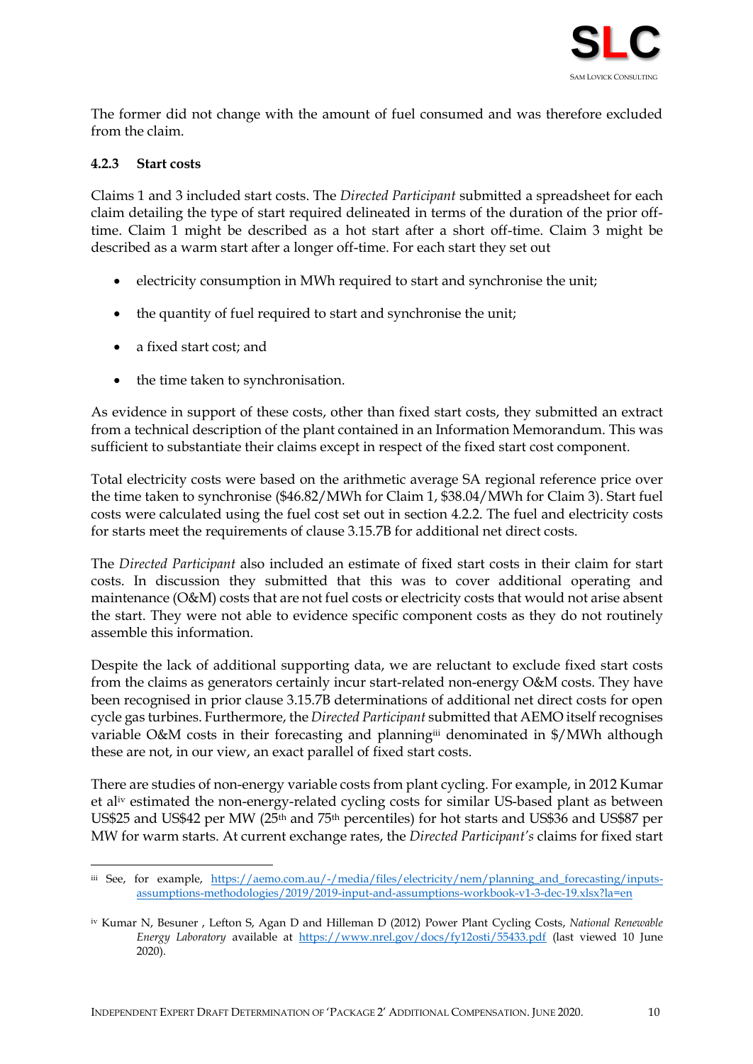The former did not change with the amount of fuel consumed and was therefore excluded from the claim.

### 4.2.3 Start costs

Claims 1 and 3 included start costs. The *Directed Participant* submitted a spreadsheet for each claim detailing the type of start required delineated in terms of the duration of the prior off-time. Claim 1 might be described as a hot start after a short off-time. Claim 3 might be described as a warm start after a longer off-time. For each start they set out

- electricity consumption in MWh required to start and synchronise the unit;
- the quantity of fuel required to start and synchronise the unit;
- a fixed start cost; and
- the time taken to synchronisation.

As evidence in support of these costs, other than fixed start costs, they submitted an extract from a technical description of the plant contained in an Information Memorandum. This was sufficient to substantiate their claims except in respect of the fixed start cost component.

Total electricity costs were based on the arithmetic average SA regional reference price over the time taken to synchronise ($46.82/MWh for Claim 1, $38.04/MWh for Claim 3). Start fuel costs were calculated using the fuel cost set out in section 4.2.2. The fuel and electricity costs for starts meet the requirements of clause 3.15.7B for additional net direct costs.

The *Directed Participant* also included an estimate of fixed start costs in their claim for start costs. In discussion they submitted that this was to cover additional operating and maintenance (O&M) costs that are not fuel costs or electricity costs that would not arise absent the start. They were not able to evidence specific component costs as they do not routinely assemble this information.

Despite the lack of additional supporting data, we are reluctant to exclude fixed start costs from the claims as generators certainly incur start-related non-energy O&M costs. They have been recognised in prior clause 3.15.7B determinations of additional net direct costs for open cycle gas turbines. Furthermore, the *Directed Participant* submitted that AEMO itself recognises variable O&M costs in their forecasting and planning[iii] denominated in $/MWh although these are not, in our view, an exact parallel of fixed start costs.

There are studies of non-energy variable costs from plant cycling. For example, in 2012 Kumar et al[iv] estimated the non-energy-related cycling costs for similar US-based plant as between US$25 and US$42 per MW (25th and 75th percentiles) for hot starts and US$36 and US$87 per MW for warm starts. At current exchange rates, the *Directed Participant's* claims for fixed start

---

[iii] See, for example, https://aemo.com.au/-/media/files/electricity/nem/planning_and_forecasting/inputs-assumptions-methodologies/2019/2019-input-and-assumptions-workbook-v1-3-dec-19.xlsx?la=en

[iv] Kumar N, Besuner , Lefton S, Agan D and Hilleman D (2012) Power Plant Cycling Costs, *National Renewable Energy Laboratory* available at https://www.nrel.gov/docs/fy12osti/55433.pdf (last viewed 10 June 2020).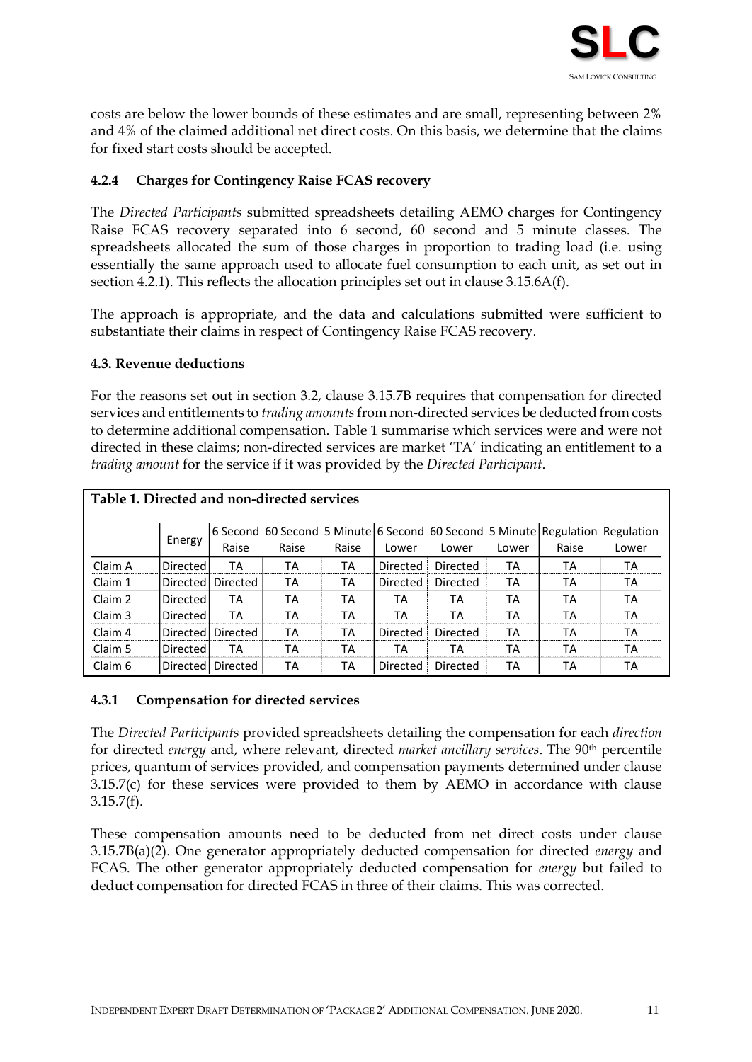costs are below the lower bounds of these estimates and are small, representing between 2% and 4% of the claimed additional net direct costs. On this basis, we determine that the claims for fixed start costs should be accepted.

#### 4.2.4 Charges for Contingency Raise FCAS recovery

The *Directed Participants* submitted spreadsheets detailing AEMO charges for Contingency Raise FCAS recovery separated into 6 second, 60 second and 5 minute classes. The spreadsheets allocated the sum of those charges in proportion to trading load (i.e. using essentially the same approach used to allocate fuel consumption to each unit, as set out in section 4.2.1). This reflects the allocation principles set out in clause 3.15.6A(f).

The approach is appropriate, and the data and calculations submitted were sufficient to substantiate their claims in respect of Contingency Raise FCAS recovery.

### 4.3. Revenue deductions

For the reasons set out in section 3.2, clause 3.15.7B requires that compensation for directed services and entitlements to *trading amounts* from non-directed services be deducted from costs to determine additional compensation. Table 1 summarise which services were and were not directed in these claims; non-directed services are market 'TA' indicating an entitlement to a *trading amount* for the service if it was provided by the *Directed Participant*.

**Table 1. Directed and non-directed services**

| | Energy | 6 Second Raise | 60 Second Raise | 5 Minute Raise | 6 Second Lower | 60 Second Lower | 5 Minute Lower | Regulation Raise | Regulation Lower |
|---|---|---|---|---|---|---|---|---|---|
| Claim A | Directed | TA | TA | TA | Directed | Directed | TA | TA | TA |
| Claim 1 | Directed | Directed | TA | TA | Directed | Directed | TA | TA | TA |
| Claim 2 | Directed | TA | TA | TA | TA | TA | TA | TA | TA |
| Claim 3 | Directed | TA | TA | TA | TA | TA | TA | TA | TA |
| Claim 4 | Directed | Directed | TA | TA | Directed | Directed | TA | TA | TA |
| Claim 5 | Directed | TA | TA | TA | TA | TA | TA | TA | TA |
| Claim 6 | Directed | Directed | TA | TA | Directed | Directed | TA | TA | TA |

#### 4.3.1 Compensation for directed services

The *Directed Participants* provided spreadsheets detailing the compensation for each *direction* for directed *energy* and, where relevant, directed *market ancillary services*. The 90th percentile prices, quantum of services provided, and compensation payments determined under clause 3.15.7(c) for these services were provided to them by AEMO in accordance with clause 3.15.7(f).

These compensation amounts need to be deducted from net direct costs under clause 3.15.7B(a)(2). One generator appropriately deducted compensation for directed *energy* and FCAS. The other generator appropriately deducted compensation for *energy* but failed to deduct compensation for directed FCAS in three of their claims. This was corrected.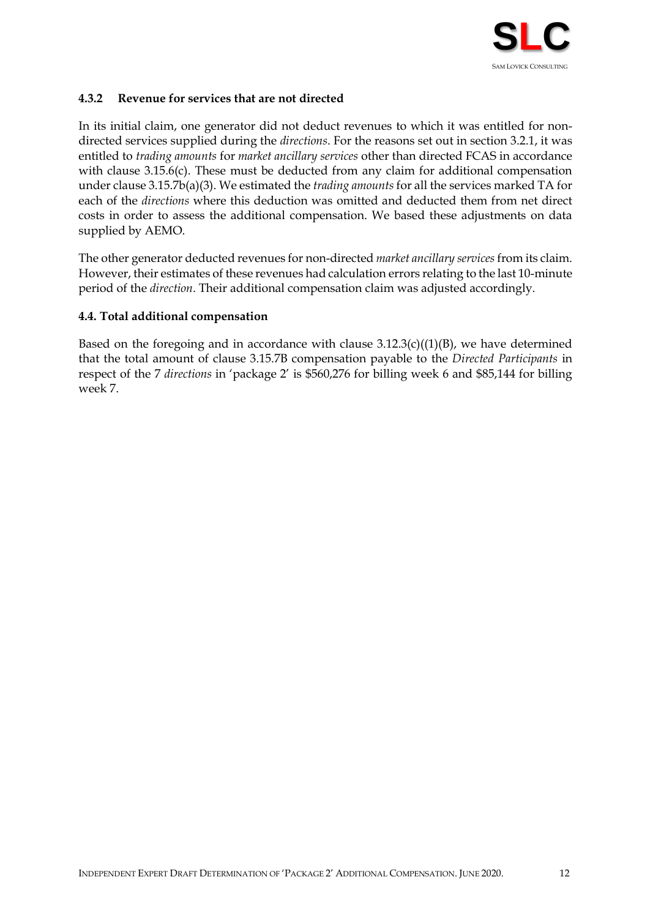### 4.3.2 Revenue for services that are not directed

In its initial claim, one generator did not deduct revenues to which it was entitled for non-directed services supplied during the *directions*. For the reasons set out in section 3.2.1, it was entitled to *trading amounts* for *market ancillary services* other than directed FCAS in accordance with clause 3.15.6(c). These must be deducted from any claim for additional compensation under clause 3.15.7b(a)(3). We estimated the *trading amounts* for all the services marked TA for each of the *directions* where this deduction was omitted and deducted them from net direct costs in order to assess the additional compensation. We based these adjustments on data supplied by AEMO.

The other generator deducted revenues for non-directed *market ancillary services* from its claim. However, their estimates of these revenues had calculation errors relating to the last 10-minute period of the *direction*. Their additional compensation claim was adjusted accordingly.

### 4.4. Total additional compensation

Based on the foregoing and in accordance with clause 3.12.3(c)((1)(B), we have determined that the total amount of clause 3.15.7B compensation payable to the *Directed Participants* in respect of the 7 *directions* in 'package 2' is $560,276 for billing week 6 and $85,144 for billing week 7.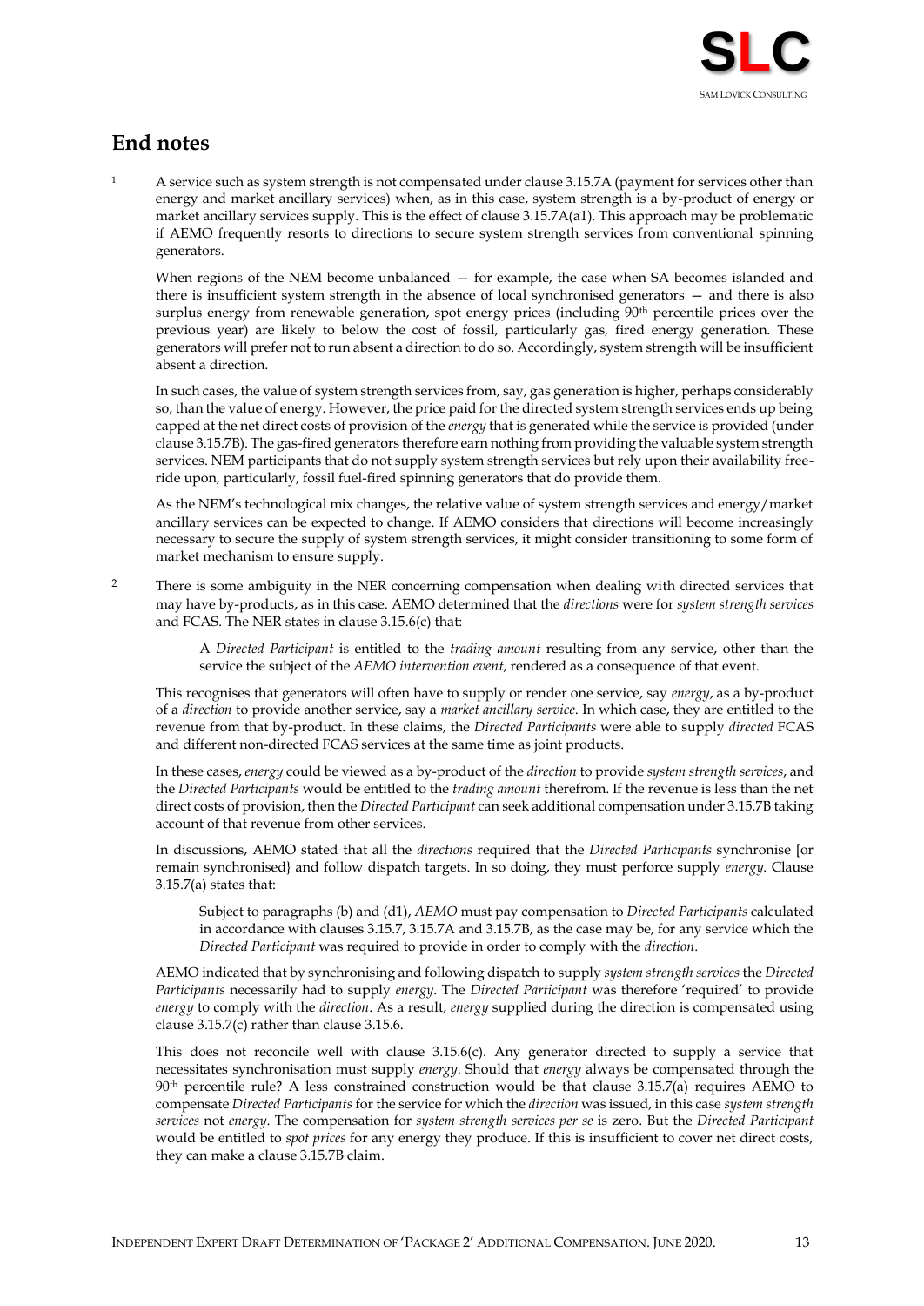## End notes

1 A service such as system strength is not compensated under clause 3.15.7A (payment for services other than energy and market ancillary services) when, as in this case, system strength is a by-product of energy or market ancillary services supply. This is the effect of clause 3.15.7A(a1). This approach may be problematic if AEMO frequently resorts to directions to secure system strength services from conventional spinning generators.

When regions of the NEM become unbalanced — for example, the case when SA becomes islanded and there is insufficient system strength in the absence of local synchronised generators — and there is also surplus energy from renewable generation, spot energy prices (including 90th percentile prices over the previous year) are likely to below the cost of fossil, particularly gas, fired energy generation. These generators will prefer not to run absent a direction to do so. Accordingly, system strength will be insufficient absent a direction.

In such cases, the value of system strength services from, say, gas generation is higher, perhaps considerably so, than the value of energy. However, the price paid for the directed system strength services ends up being capped at the net direct costs of provision of the *energy* that is generated while the service is provided (under clause 3.15.7B). The gas-fired generators therefore earn nothing from providing the valuable system strength services. NEM participants that do not supply system strength services but rely upon their availability free-ride upon, particularly, fossil fuel-fired spinning generators that do provide them.

As the NEM's technological mix changes, the relative value of system strength services and energy/market ancillary services can be expected to change. If AEMO considers that directions will become increasingly necessary to secure the supply of system strength services, it might consider transitioning to some form of market mechanism to ensure supply.

2 There is some ambiguity in the NER concerning compensation when dealing with directed services that may have by-products, as in this case. AEMO determined that the *directions* were for *system strength services* and FCAS. The NER states in clause 3.15.6(c) that:

> A *Directed Participant* is entitled to the *trading amount* resulting from any service, other than the service the subject of the *AEMO intervention event*, rendered as a consequence of that event.

This recognises that generators will often have to supply or render one service, say *energy*, as a by-product of a *direction* to provide another service, say a *market ancillary service*. In which case, they are entitled to the revenue from that by-product. In these claims, the *Directed Participants* were able to supply *directed* FCAS and different non-directed FCAS services at the same time as joint products.

In these cases, *energy* could be viewed as a by-product of the *direction* to provide *system strength services*, and the *Directed Participants* would be entitled to the *trading amount* therefrom. If the revenue is less than the net direct costs of provision, then the *Directed Participant* can seek additional compensation under 3.15.7B taking account of that revenue from other services.

In discussions, AEMO stated that all the *directions* required that the *Directed Participants* synchronise [or remain synchronised} and follow dispatch targets. In so doing, they must perforce supply *energy*. Clause 3.15.7(a) states that:

> Subject to paragraphs (b) and (d1), *AEMO* must pay compensation to *Directed Participants* calculated in accordance with clauses 3.15.7, 3.15.7A and 3.15.7B, as the case may be, for any service which the *Directed Participant* was required to provide in order to comply with the *direction*.

AEMO indicated that by synchronising and following dispatch to supply *system strength services* the *Directed Participants* necessarily had to supply *energy*. The *Directed Participant* was therefore 'required' to provide *energy* to comply with the *direction*. As a result, *energy* supplied during the direction is compensated using clause 3.15.7(c) rather than clause 3.15.6.

This does not reconcile well with clause 3.15.6(c). Any generator directed to supply a service that necessitates synchronisation must supply *energy*. Should that *energy* always be compensated through the 90th percentile rule? A less constrained construction would be that clause 3.15.7(a) requires AEMO to compensate *Directed Participants* for the service for which the *direction* was issued, in this case *system strength services* not *energy*. The compensation for *system strength services per se* is zero. But the *Directed Participant* would be entitled to *spot prices* for any energy they produce. If this is insufficient to cover net direct costs, they can make a clause 3.15.7B claim.